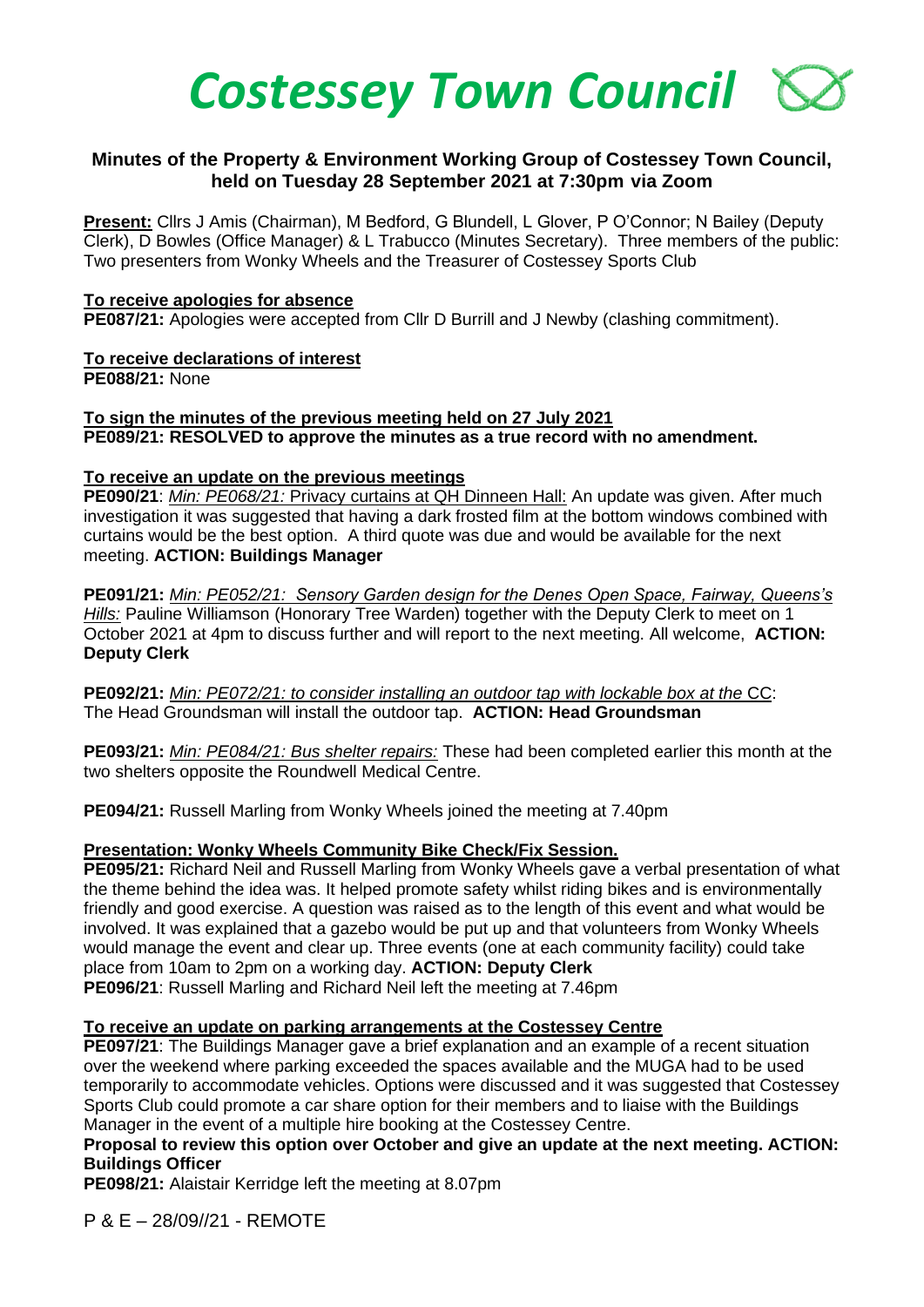# *Costessey Town Council*

## Minutes of the Property & Environment Working Group of Costessey Town Council, held on Tuesday 28 September 2021 at 7:30pm via Zoom

**Present:** Cllrs J Amis (Chairman), M Bedford, G Blundell, L Glover, P O'Connor; N Bailey (Deputy Clerk), D Bowles (Office Manager) & L Trabucco (Minutes Secretary). Three members of the public: Two presenters from Wonky Wheels and the Treasurer of Costessey Sports Club

**To receive apologies for absence**

**PE087/21:** Apologies were accepted from Cllr D Burrill and J Newby (clashing commitment).

**To receive declarations of interest**

**PE088/21:** None

**To sign the minutes of the previous meeting held on 27 July 2021**

**PE089/21: RESOLVED to approve the minutes as a true record with no amendment.**

**To receive an update on the previous meetings**

**PE090/21**: *Min: PE068/21:* Privacy curtains at QH Dinneen Hall: An update was given. After much investigation it was suggested that having a dark frosted film at the bottom windows combined with curtains would be the best option. A third quote was due and would be available for the next meeting. **ACTION: Buildings Manager**

**PE091/21:** *Min: PE052/21: Sensory Garden design for the Denes Open Space, Fairway, Queens's Hills:* Pauline Williamson (Honorary Tree Warden) together with the Deputy Clerk to meet on 1 October 2021 at 4pm to discuss further and will report to the next meeting. All welcome, **ACTION: Deputy Clerk**

**PE092/21:** *Min: PE072/21: to consider installing an outdoor tap with lockable box at the* CC: The Head Groundsman will install the outdoor tap. **ACTION: Head Groundsman**

**PE093/21:** *Min: PE084/21: Bus shelter repairs:* These had been completed earlier this month at the two shelters opposite the Roundwell Medical Centre.

**PE094/21:** Russell Marling from Wonky Wheels joined the meeting at 7.40pm

**Presentation: Wonky Wheels Community Bike Check/Fix Session.**

**PE095/21:** Richard Neil and Russell Marling from Wonky Wheels gave a verbal presentation of what the theme behind the idea was. It helped promote safety whilst riding bikes and is environmentally friendly and good exercise. A question was raised as to the length of this event and what would be involved. It was explained that a gazebo would be put up and that volunteers from Wonky Wheels would manage the event and clear up. Three events (one at each community facility) could take place from 10am to 2pm on a working day. **ACTION: Deputy Clerk**

**PE096/21**: Russell Marling and Richard Neil left the meeting at 7.46pm

**To receive an update on parking arrangements at the Costessey Centre**

**PE097/21**: The Buildings Manager gave a brief explanation and an example of a recent situation over the weekend where parking exceeded the spaces available and the MUGA had to be used temporarily to accommodate vehicles. Options were discussed and it was suggested that Costessey Sports Club could promote a car share option for their members and to liaise with the Buildings Manager in the event of a multiple hire booking at the Costessey Centre.

**Proposal to review this option over October and give an update at the next meeting. ACTION: Buildings Officer**

**PE098/21:** Alaistair Kerridge left the meeting at 8.07pm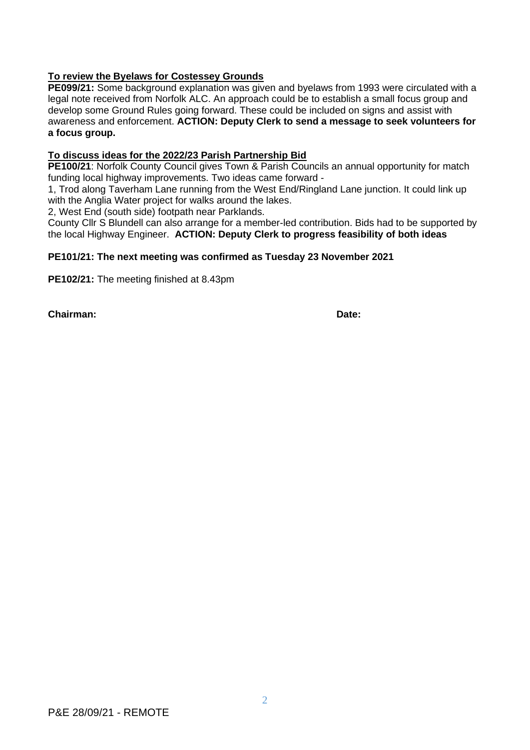**To review the Byelaws for Costessey Grounds**

**PE099/21:** Some background explanation was given and byelaws from 1993 were circulated with a legal note received from Norfolk ALC. An approach could be to establish a small focus group and develop some Ground Rules going forward. These could be included on signs and assist with awareness and enforcement. **ACTION: Deputy Clerk to send a message to seek volunteers for a focus group.**

**To discuss ideas for the 2022/23 Parish Partnership Bid**

**PE100/21**: Norfolk County Council gives Town & Parish Councils an annual opportunity for match funding local highway improvements. Two ideas came forward -

1, Trod along Taverham Lane running from the West End/Ringland Lane junction. It could link up with the Anglia Water project for walks around the lakes.

2, West End (south side) footpath near Parklands.

County Cllr S Blundell can also arrange for a member-led contribution. Bids had to be supported by the local Highway Engineer. **ACTION: Deputy Clerk to progress feasibility of both ideas**

**PE101/21: The next meeting was confirmed as Tuesday 23 November 2021**

**PE102/21:** The meeting finished at 8.43pm

**Chairman:** **Date:**